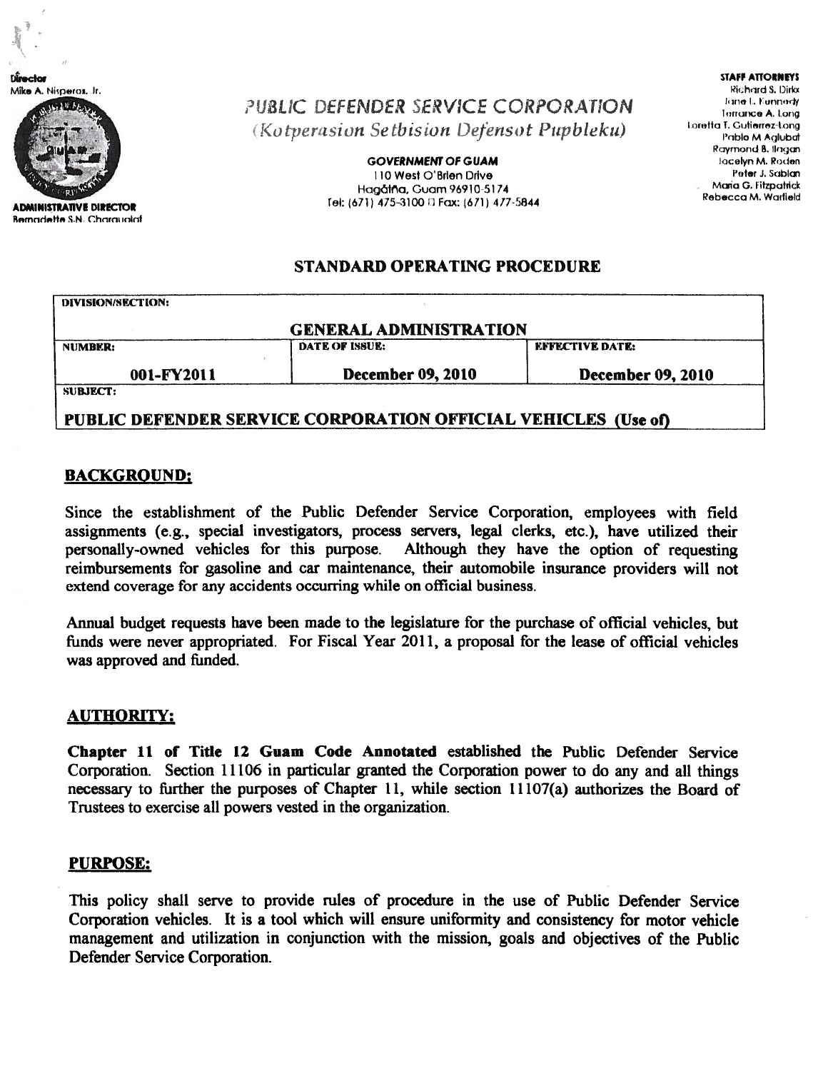**Director**
Mike A. Nisperos, Jr.

**ADMINISTRATIVE DIRECTOR**
Bernadette S.N. Chargualaf

# PUBLIC DEFENDER SERVICE CORPORATION

*(Kotperasion Setbision Defensot Pupbleku)*

**GOVERNMENT OF GUAM**
110 West O'Brien Drive
Hagåtña, Guam 96910-5174
Tel: (671) 475-3100 □ Fax: (671) 477-5844

**STAFF ATTORNEYS**
Richard S. Dirkx
Jane L. Kennedy
Terrance A. Long
Loretta T. Gutierrez-Long
Pablo M Aglubat
Raymond B. Ilagan
Jocelyn M. Roden
Peter J. Sablan
Maria G. Fitzpatrick
Rebecca M. Warfield

## STANDARD OPERATING PROCEDURE

| DIVISION/SECTION: | | |
|---|---|---|
| **GENERAL ADMINISTRATION** | | |
| **NUMBER:** | **DATE OF ISSUE:** | **EFFECTIVE DATE:** |
| **001-FY2011** | **December 09, 2010** | **December 09, 2010** |
| **SUBJECT:** | | |
| **PUBLIC DEFENDER SERVICE CORPORATION OFFICIAL VEHICLES (Use of)** | | |

### BACKGROUND:

Since the establishment of the Public Defender Service Corporation, employees with field assignments (e.g., special investigators, process servers, legal clerks, etc.), have utilized their personally-owned vehicles for this purpose. Although they have the option of requesting reimbursements for gasoline and car maintenance, their automobile insurance providers will not extend coverage for any accidents occurring while on official business.

Annual budget requests have been made to the legislature for the purchase of official vehicles, but funds were never appropriated. For Fiscal Year 2011, a proposal for the lease of official vehicles was approved and funded.

### AUTHORITY:

**Chapter 11 of Title 12 Guam Code Annotated** established the Public Defender Service Corporation. Section 11106 in particular granted the Corporation power to do any and all things necessary to further the purposes of Chapter 11, while section 11107(a) authorizes the Board of Trustees to exercise all powers vested in the organization.

### PURPOSE:

This policy shall serve to provide rules of procedure in the use of Public Defender Service Corporation vehicles. It is a tool which will ensure uniformity and consistency for motor vehicle management and utilization in conjunction with the mission, goals and objectives of the Public Defender Service Corporation.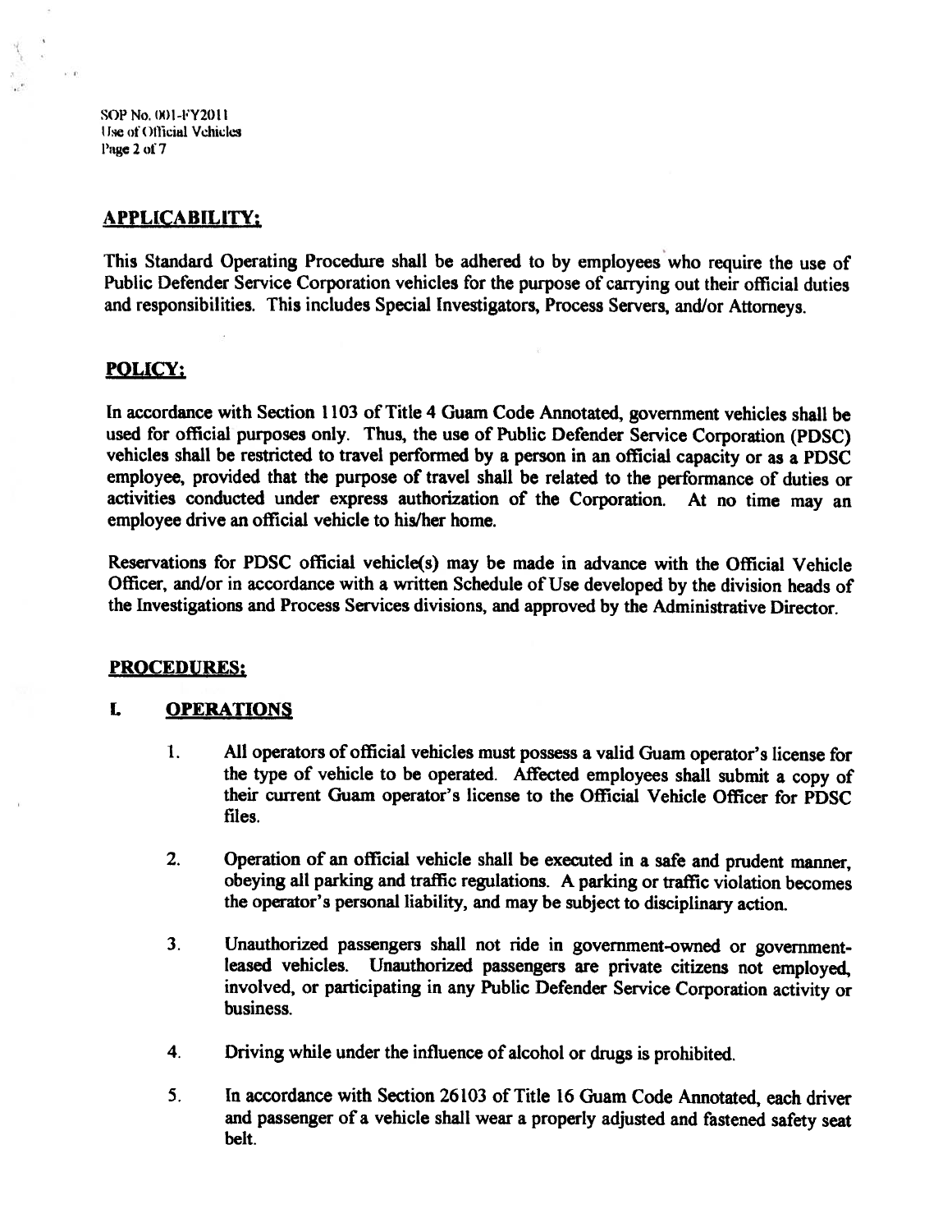## APPLICABILITY:

This Standard Operating Procedure shall be adhered to by employees who require the use of Public Defender Service Corporation vehicles for the purpose of carrying out their official duties and responsibilities. This includes Special Investigators, Process Servers, and/or Attorneys.

## POLICY:

In accordance with Section 1103 of Title 4 Guam Code Annotated, government vehicles shall be used for official purposes only. Thus, the use of Public Defender Service Corporation (PDSC) vehicles shall be restricted to travel performed by a person in an official capacity or as a PDSC employee, provided that the purpose of travel shall be related to the performance of duties or activities conducted under express authorization of the Corporation. At no time may an employee drive an official vehicle to his/her home.

Reservations for PDSC official vehicle(s) may be made in advance with the Official Vehicle Officer, and/or in accordance with a written Schedule of Use developed by the division heads of the Investigations and Process Services divisions, and approved by the Administrative Director.

## PROCEDURES:

### I. OPERATIONS

1. All operators of official vehicles must possess a valid Guam operator's license for the type of vehicle to be operated. Affected employees shall submit a copy of their current Guam operator's license to the Official Vehicle Officer for PDSC files.

2. Operation of an official vehicle shall be executed in a safe and prudent manner, obeying all parking and traffic regulations. A parking or traffic violation becomes the operator's personal liability, and may be subject to disciplinary action.

3. Unauthorized passengers shall not ride in government-owned or government-leased vehicles. Unauthorized passengers are private citizens not employed, involved, or participating in any Public Defender Service Corporation activity or business.

4. Driving while under the influence of alcohol or drugs is prohibited.

5. In accordance with Section 26103 of Title 16 Guam Code Annotated, each driver and passenger of a vehicle shall wear a properly adjusted and fastened safety seat belt.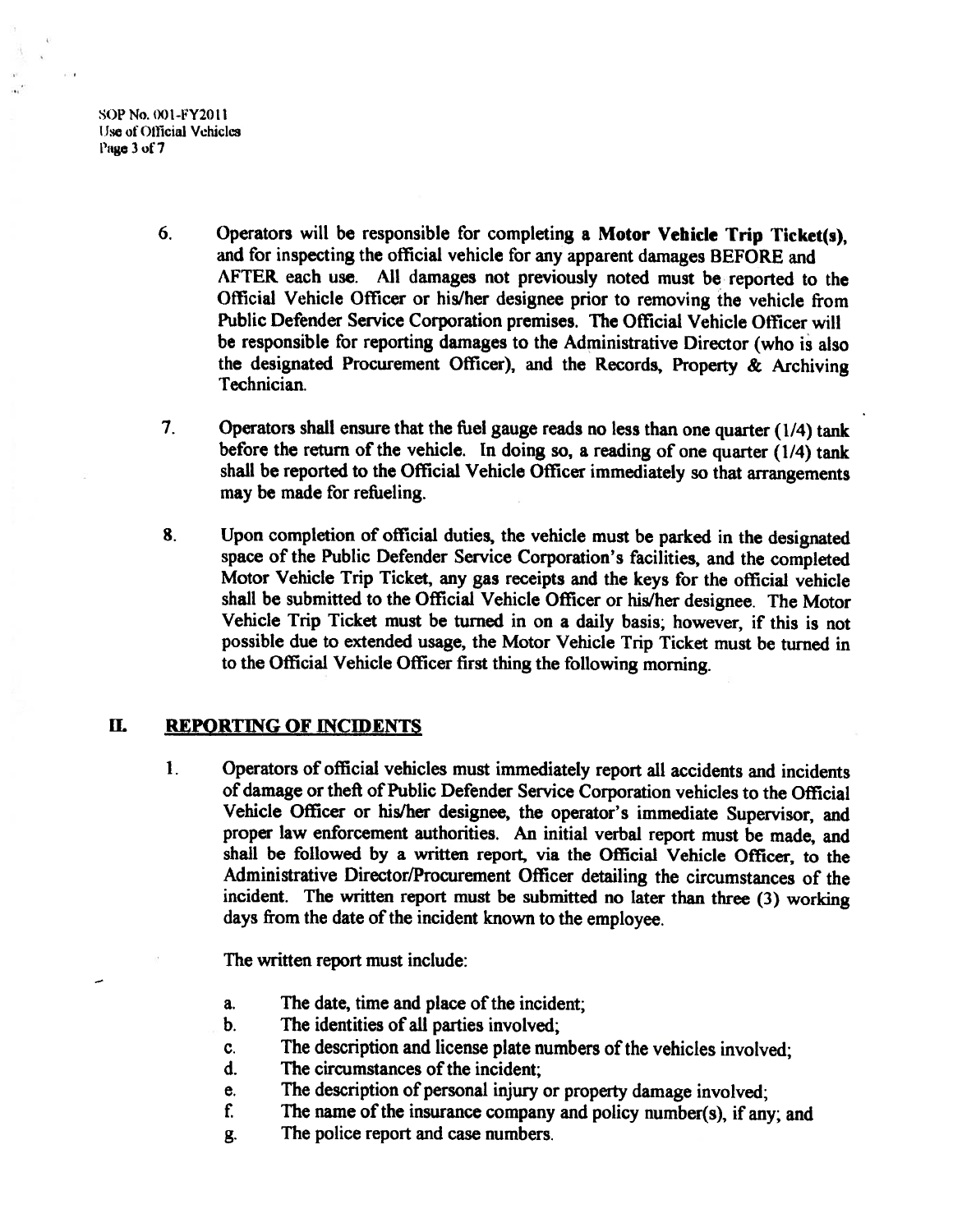6. Operators will be responsible for completing a **Motor Vehicle Trip Ticket(s)**, and for inspecting the official vehicle for any apparent damages BEFORE and AFTER each use. All damages not previously noted must be reported to the Official Vehicle Officer or his/her designee prior to removing the vehicle from Public Defender Service Corporation premises. The Official Vehicle Officer will be responsible for reporting damages to the Administrative Director (who is also the designated Procurement Officer), and the Records, Property & Archiving Technician.

7. Operators shall ensure that the fuel gauge reads no less than one quarter (1/4) tank before the return of the vehicle. In doing so, a reading of one quarter (1/4) tank shall be reported to the Official Vehicle Officer immediately so that arrangements may be made for refueling.

8. Upon completion of official duties, the vehicle must be parked in the designated space of the Public Defender Service Corporation's facilities, and the completed Motor Vehicle Trip Ticket, any gas receipts and the keys for the official vehicle shall be submitted to the Official Vehicle Officer or his/her designee. The Motor Vehicle Trip Ticket must be turned in on a daily basis; however, if this is not possible due to extended usage, the Motor Vehicle Trip Ticket must be turned in to the Official Vehicle Officer first thing the following morning.

## II. REPORTING OF INCIDENTS

1. Operators of official vehicles must immediately report all accidents and incidents of damage or theft of Public Defender Service Corporation vehicles to the Official Vehicle Officer or his/her designee, the operator's immediate Supervisor, and proper law enforcement authorities. An initial verbal report must be made, and shall be followed by a written report, via the Official Vehicle Officer, to the Administrative Director/Procurement Officer detailing the circumstances of the incident. The written report must be submitted no later than three (3) working days from the date of the incident known to the employee.

   The written report must include:

   a. The date, time and place of the incident;
   b. The identities of all parties involved;
   c. The description and license plate numbers of the vehicles involved;
   d. The circumstances of the incident;
   e. The description of personal injury or property damage involved;
   f. The name of the insurance company and policy number(s), if any; and
   g. The police report and case numbers.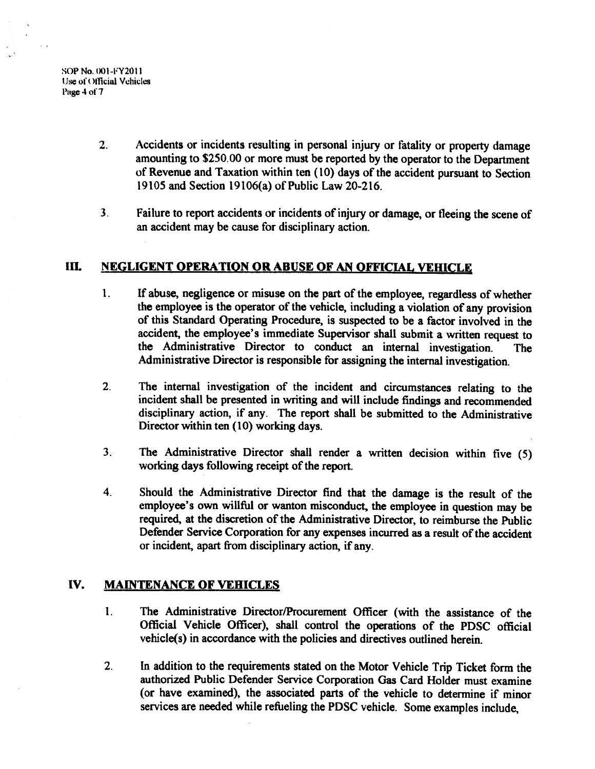2. Accidents or incidents resulting in personal injury or fatality or property damage amounting to $250.00 or more must be reported by the operator to the Department of Revenue and Taxation within ten (10) days of the accident pursuant to Section 19105 and Section 19106(a) of Public Law 20-216.

3. Failure to report accidents or incidents of injury or damage, or fleeing the scene of an accident may be cause for disciplinary action.

## III. NEGLIGENT OPERATION OR ABUSE OF AN OFFICIAL VEHICLE

1. If abuse, negligence or misuse on the part of the employee, regardless of whether the employee is the operator of the vehicle, including a violation of any provision of this Standard Operating Procedure, is suspected to be a factor involved in the accident, the employee's immediate Supervisor shall submit a written request to the Administrative Director to conduct an internal investigation. The Administrative Director is responsible for assigning the internal investigation.

2. The internal investigation of the incident and circumstances relating to the incident shall be presented in writing and will include findings and recommended disciplinary action, if any. The report shall be submitted to the Administrative Director within ten (10) working days.

3. The Administrative Director shall render a written decision within five (5) working days following receipt of the report.

4. Should the Administrative Director find that the damage is the result of the employee's own willful or wanton misconduct, the employee in question may be required, at the discretion of the Administrative Director, to reimburse the Public Defender Service Corporation for any expenses incurred as a result of the accident or incident, apart from disciplinary action, if any.

## IV. MAINTENANCE OF VEHICLES

1. The Administrative Director/Procurement Officer (with the assistance of the Official Vehicle Officer), shall control the operations of the PDSC official vehicle(s) in accordance with the policies and directives outlined herein.

2. In addition to the requirements stated on the Motor Vehicle Trip Ticket form the authorized Public Defender Service Corporation Gas Card Holder must examine (or have examined), the associated parts of the vehicle to determine if minor services are needed while refueling the PDSC vehicle. Some examples include,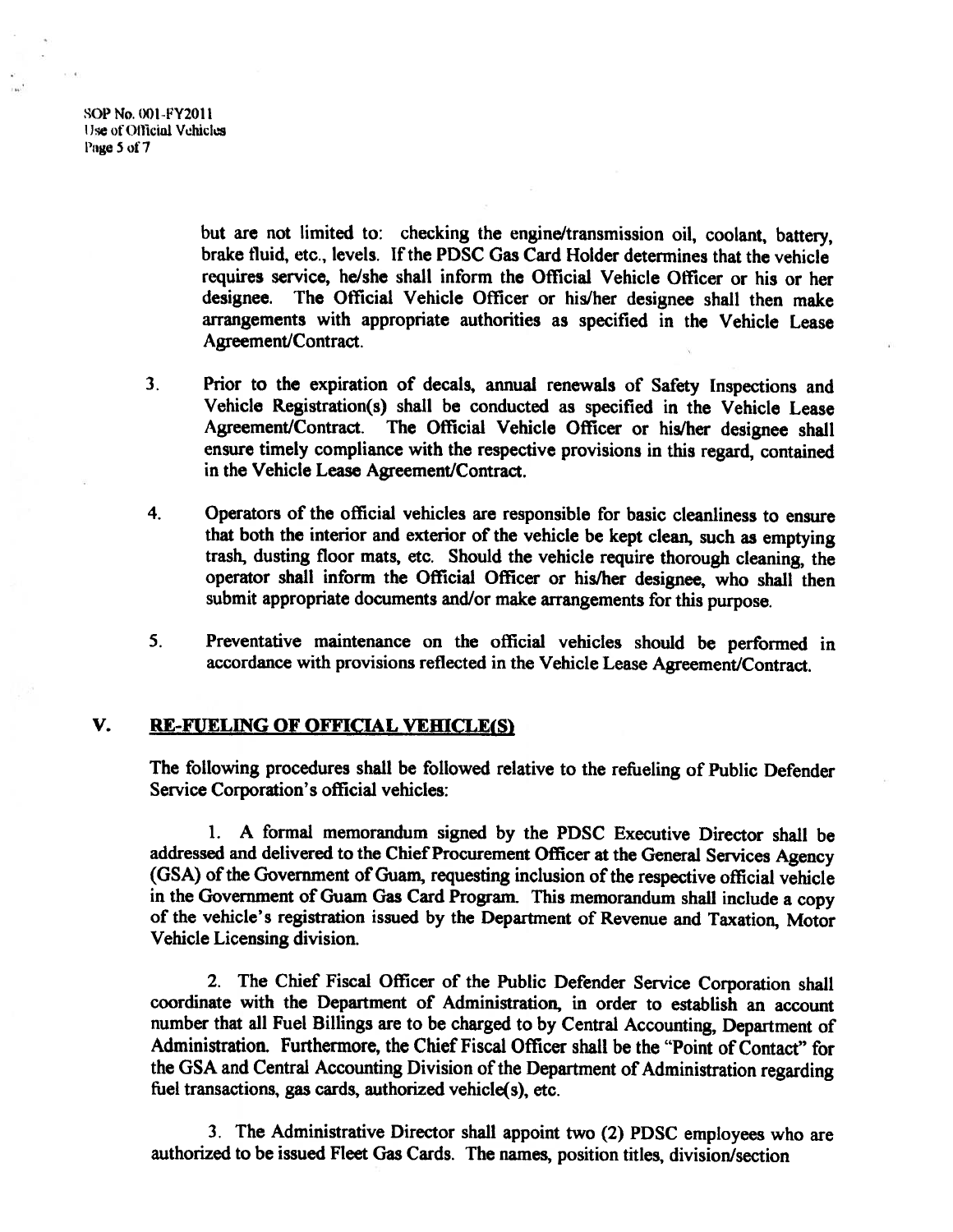but are not limited to: checking the engine/transmission oil, coolant, battery, brake fluid, etc., levels. If the PDSC Gas Card Holder determines that the vehicle requires service, he/she shall inform the Official Vehicle Officer or his or her designee. The Official Vehicle Officer or his/her designee shall then make arrangements with appropriate authorities as specified in the Vehicle Lease Agreement/Contract.

3. Prior to the expiration of decals, annual renewals of Safety Inspections and Vehicle Registration(s) shall be conducted as specified in the Vehicle Lease Agreement/Contract. The Official Vehicle Officer or his/her designee shall ensure timely compliance with the respective provisions in this regard, contained in the Vehicle Lease Agreement/Contract.

4. Operators of the official vehicles are responsible for basic cleanliness to ensure that both the interior and exterior of the vehicle be kept clean, such as emptying trash, dusting floor mats, etc. Should the vehicle require thorough cleaning, the operator shall inform the Official Officer or his/her designee, who shall then submit appropriate documents and/or make arrangements for this purpose.

5. Preventative maintenance on the official vehicles should be performed in accordance with provisions reflected in the Vehicle Lease Agreement/Contract.

## V. RE-FUELING OF OFFICIAL VEHICLE(S)

The following procedures shall be followed relative to the refueling of Public Defender Service Corporation's official vehicles:

1. A formal memorandum signed by the PDSC Executive Director shall be addressed and delivered to the Chief Procurement Officer at the General Services Agency (GSA) of the Government of Guam, requesting inclusion of the respective official vehicle in the Government of Guam Gas Card Program. This memorandum shall include a copy of the vehicle's registration issued by the Department of Revenue and Taxation, Motor Vehicle Licensing division.

2. The Chief Fiscal Officer of the Public Defender Service Corporation shall coordinate with the Department of Administration, in order to establish an account number that all Fuel Billings are to be charged to by Central Accounting, Department of Administration. Furthermore, the Chief Fiscal Officer shall be the "Point of Contact" for the GSA and Central Accounting Division of the Department of Administration regarding fuel transactions, gas cards, authorized vehicle(s), etc.

3. The Administrative Director shall appoint two (2) PDSC employees who are authorized to be issued Fleet Gas Cards. The names, position titles, division/section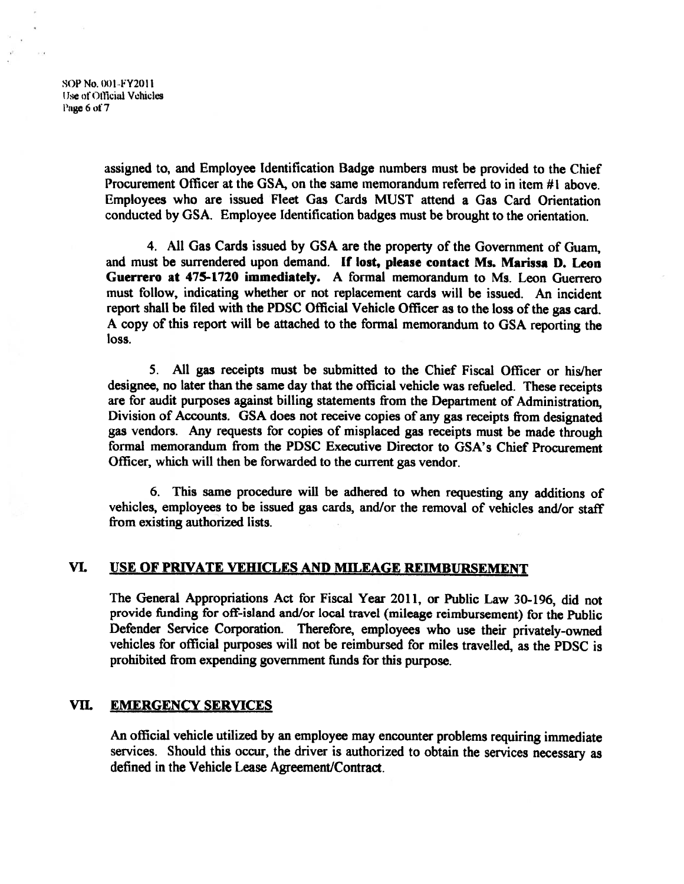assigned to, and Employee Identification Badge numbers must be provided to the Chief Procurement Officer at the GSA, on the same memorandum referred to in item #1 above. Employees who are issued Fleet Gas Cards MUST attend a Gas Card Orientation conducted by GSA. Employee Identification badges must be brought to the orientation.

4. All Gas Cards issued by GSA are the property of the Government of Guam, and must be surrendered upon demand. **If lost, please contact Ms. Marissa D. Leon Guerrero at 475-1720 immediately.** A formal memorandum to Ms. Leon Guerrero must follow, indicating whether or not replacement cards will be issued. An incident report shall be filed with the PDSC Official Vehicle Officer as to the loss of the gas card. A copy of this report will be attached to the formal memorandum to GSA reporting the loss.

5. All gas receipts must be submitted to the Chief Fiscal Officer or his/her designee, no later than the same day that the official vehicle was refueled. These receipts are for audit purposes against billing statements from the Department of Administration, Division of Accounts. GSA does not receive copies of any gas receipts from designated gas vendors. Any requests for copies of misplaced gas receipts must be made through formal memorandum from the PDSC Executive Director to GSA's Chief Procurement Officer, which will then be forwarded to the current gas vendor.

6. This same procedure will be adhered to when requesting any additions of vehicles, employees to be issued gas cards, and/or the removal of vehicles and/or staff from existing authorized lists.

## VI. USE OF PRIVATE VEHICLES AND MILEAGE REIMBURSEMENT

The General Appropriations Act for Fiscal Year 2011, or Public Law 30-196, did not provide funding for off-island and/or local travel (mileage reimbursement) for the Public Defender Service Corporation. Therefore, employees who use their privately-owned vehicles for official purposes will not be reimbursed for miles travelled, as the PDSC is prohibited from expending government funds for this purpose.

## VII. EMERGENCY SERVICES

An official vehicle utilized by an employee may encounter problems requiring immediate services. Should this occur, the driver is authorized to obtain the services necessary as defined in the Vehicle Lease Agreement/Contract.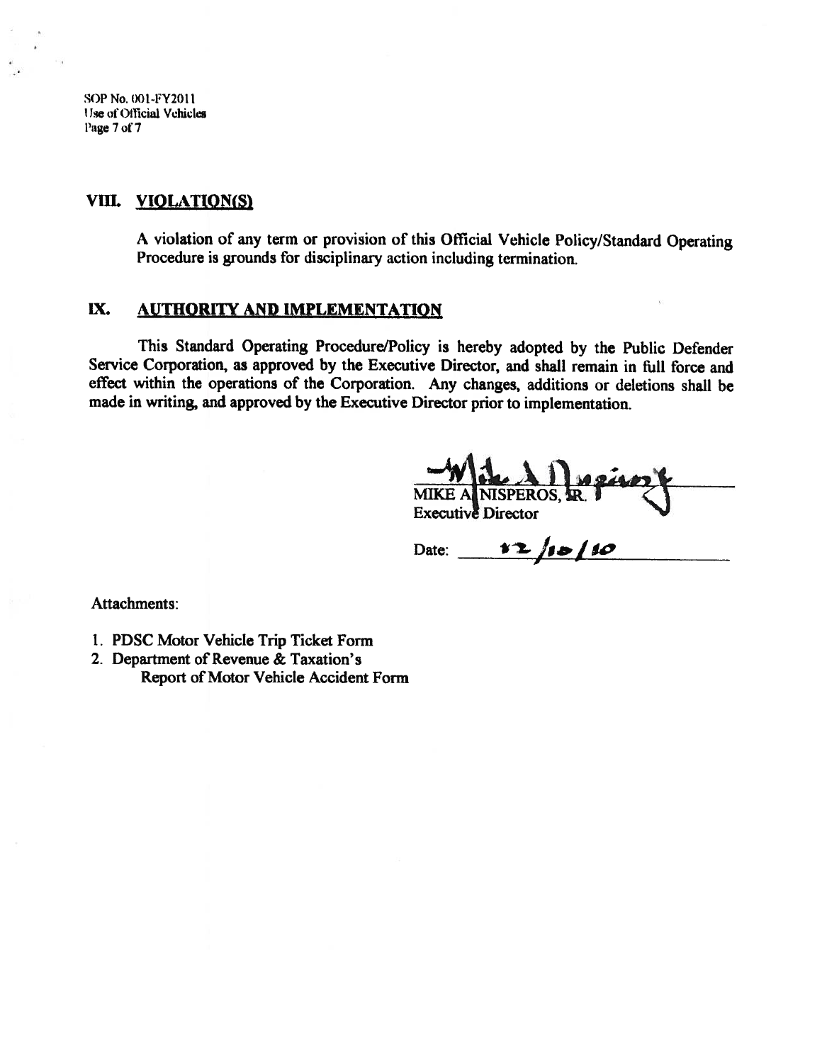## VIII. VIOLATION(S)

A violation of any term or provision of this Official Vehicle Policy/Standard Operating Procedure is grounds for disciplinary action including termination.

## IX. AUTHORITY AND IMPLEMENTATION

This Standard Operating Procedure/Policy is hereby adopted by the Public Defender Service Corporation, as approved by the Executive Director, and shall remain in full force and effect within the operations of the Corporation. Any changes, additions or deletions shall be made in writing, and approved by the Executive Director prior to implementation.

MIKE A. NISPEROS, JR.
Executive Director

Date: 12/10/10

Attachments:

1. PDSC Motor Vehicle Trip Ticket Form
2. Department of Revenue & Taxation's Report of Motor Vehicle Accident Form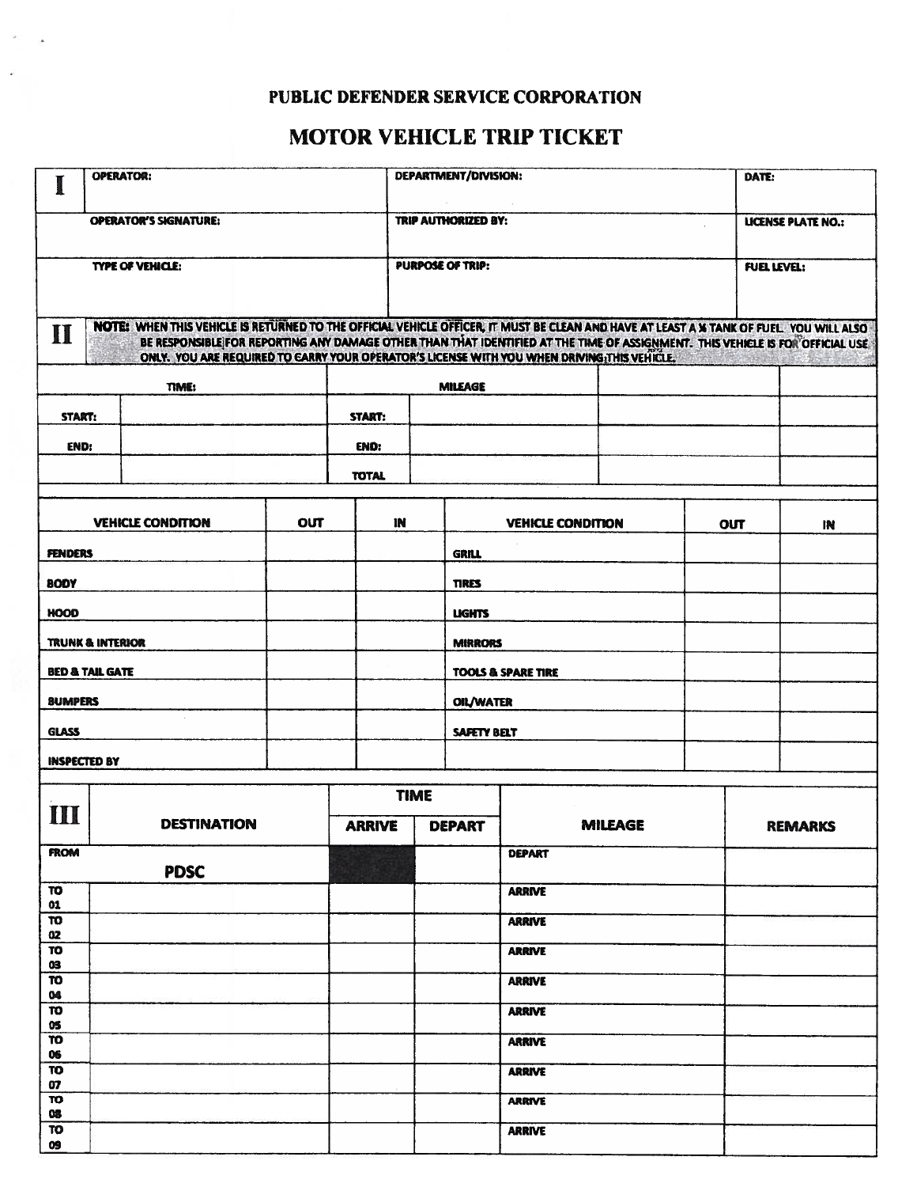# PUBLIC DEFENDER SERVICE CORPORATION

## MOTOR VEHICLE TRIP TICKET

| I | OPERATOR: | DEPARTMENT/DIVISION: | DATE: |
|---|---|---|---|
| | OPERATOR'S SIGNATURE: | TRIP AUTHORIZED BY: | LICENSE PLATE NO.: |
| | TYPE OF VEHICLE: | PURPOSE OF TRIP: | FUEL LEVEL: |

**II** **NOTE: WHEN THIS VEHICLE IS RETURNED TO THE OFFICIAL VEHICLE OFFICER, IT MUST BE CLEAN AND HAVE AT LEAST A ¼ TANK OF FUEL. YOU WILL ALSO BE RESPONSIBLE FOR REPORTING ANY DAMAGE OTHER THAN THAT IDENTIFIED AT THE TIME OF ASSIGNMENT. THIS VEHICLE IS FOR OFFICIAL USE ONLY. YOU ARE REQUIRED TO CARRY YOUR OPERATOR'S LICENSE WITH YOU WHEN DRIVING THIS VEHICLE.**

| TIME: | | MILEAGE | | | |
|---|---|---|---|---|---|
| START: | | START: | | | |
| END: | | END: | | | |
| | | TOTAL | | | |

| VEHICLE CONDITION | OUT | IN | VEHICLE CONDITION | OUT | IN |
|---|---|---|---|---|---|
| FENDERS | | | GRILL | | |
| BODY | | | TIRES | | |
| HOOD | | | LIGHTS | | |
| TRUNK & INTERIOR | | | MIRRORS | | |
| BED & TAIL GATE | | | TOOLS & SPARE TIRE | | |
| BUMPERS | | | OIL/WATER | | |
| GLASS | | | SAFETY BELT | | |
| INSPECTED BY | | | | | |

| III | DESTINATION | TIME ARRIVE | TIME DEPART | MILEAGE | REMARKS |
|---|---|---|---|---|---|
| FROM | PDSC | | | DEPART | |
| TO 01 | | | | ARRIVE | |
| TO 02 | | | | ARRIVE | |
| TO 03 | | | | ARRIVE | |
| TO 04 | | | | ARRIVE | |
| TO 05 | | | | ARRIVE | |
| TO 06 | | | | ARRIVE | |
| TO 07 | | | | ARRIVE | |
| TO 08 | | | | ARRIVE | |
| TO 09 | | | | ARRIVE | |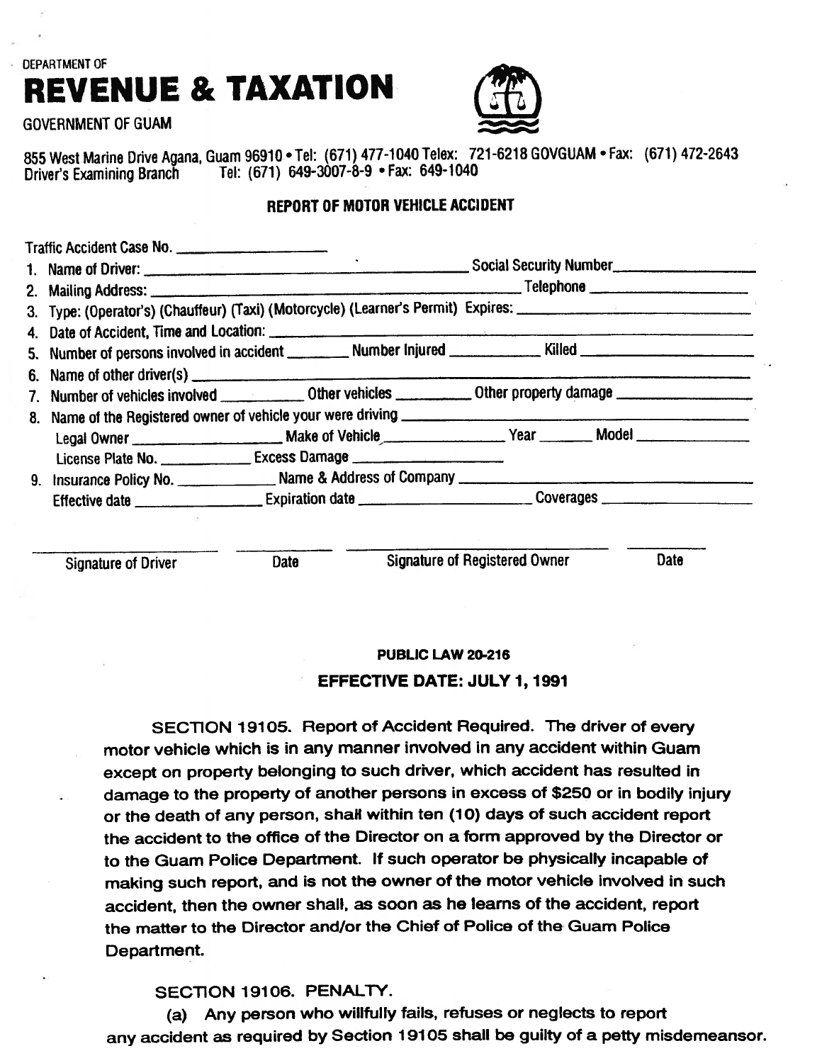DEPARTMENT OF

# REVENUE & TAXATION

GOVERNMENT OF GUAM

855 West Marine Drive Agana, Guam 96910 • Tel: (671) 477-1040 Telex: 721-6218 GOVGUAM • Fax: (671) 472-2643
Driver's Examining Branch Tel: (671) 649-3007-8-9 • Fax: 649-1040

## REPORT OF MOTOR VEHICLE ACCIDENT

Traffic Accident Case No. ______________

1. Name of Driver: ______________________________ Social Security Number______________
2. Mailing Address: ______________________________ Telephone ______________
3. Type: (Operator's) (Chauffeur) (Taxi) (Motorcycle) (Learner's Permit) Expires: ______________
4. Date of Accident, Time and Location: ______________________________
5. Number of persons involved in accident ________ Number Injured ________ Killed ______________
6. Name of other driver(s) ______________________________
7. Number of vehicles involved ________ Other vehicles ________ Other property damage ______________
8. Name of the Registered owner of vehicle your were driving ______________________________
   Legal Owner ______________ Make of Vehicle ______________ Year ______ Model ______________
   License Plate No. __________ Excess Damage ______________
9. Insurance Policy No. __________ Name & Address of Company ______________________________
   Effective date ______________ Expiration date ______________ Coverages ______________

______________ Signature of Driver &nbsp;&nbsp;&nbsp; ________ Date &nbsp;&nbsp;&nbsp; ______________ Signature of Registered Owner &nbsp;&nbsp;&nbsp; ________ Date

**PUBLIC LAW 20-216**

**EFFECTIVE DATE: JULY 1, 1991**

**SECTION 19105. Report of Accident Required.** The driver of every motor vehicle which is in any manner involved in any accident within Guam except on property belonging to such driver, which accident has resulted in damage to the property of another persons in excess of $250 or in bodily injury or the death of any person, shall within ten (10) days of such accident report the accident to the office of the Director on a form approved by the Director or to the Guam Police Department. If such operator be physically incapable of making such report, and is not the owner of the motor vehicle involved in such accident, then the owner shall, as soon as he learns of the accident, report the matter to the Director and/or the Chief of Police of the Guam Police Department.

**SECTION 19106. PENALTY.**

(a) Any person who willfully fails, refuses or neglects to report any accident as required by Section 19105 shall be guilty of a petty misdemeanor.